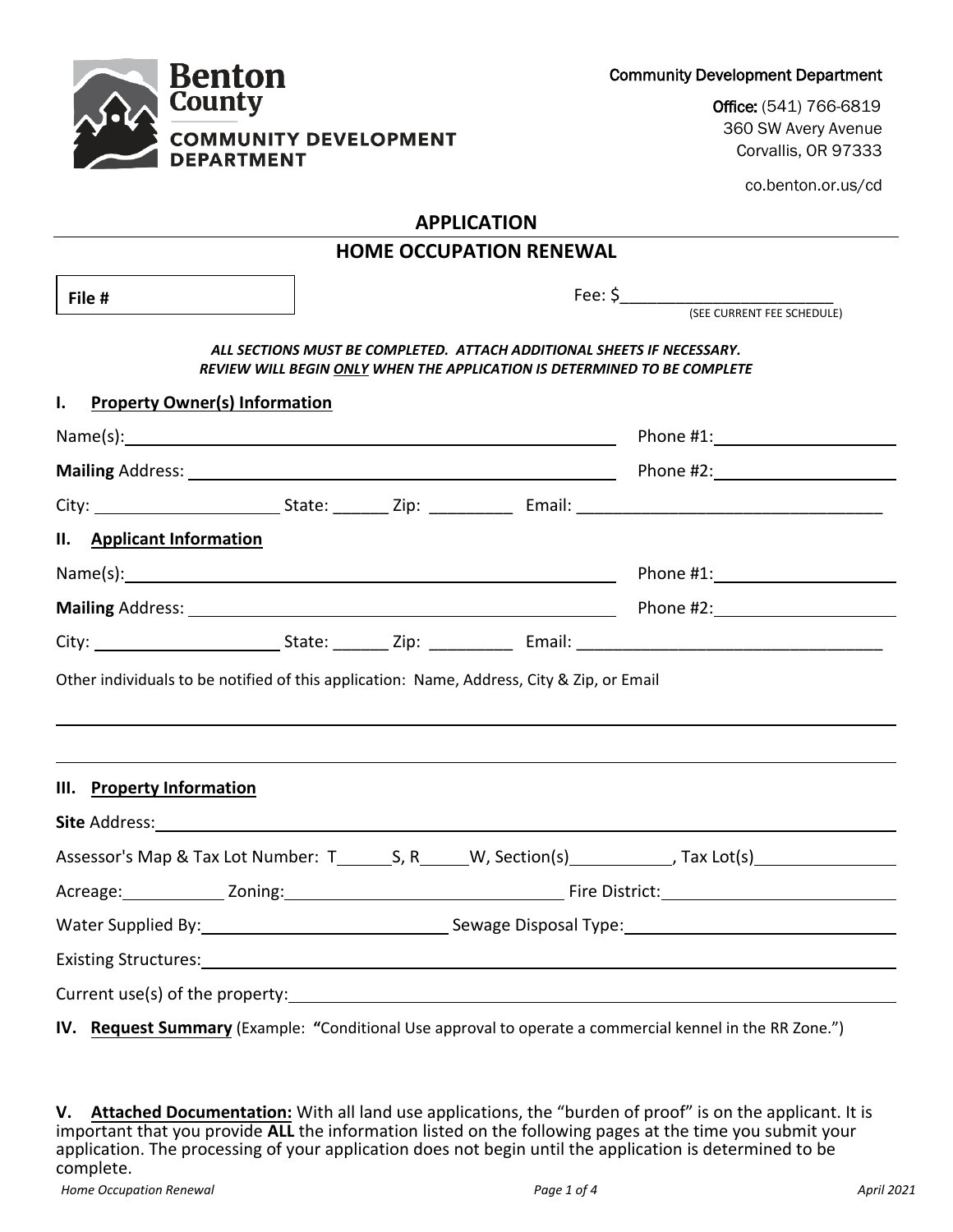Benton County
COMMUNITY DEVELOPMENT DEPARTMENT

Community Development Department

Office: (541) 766-6819
360 SW Avery Avenue
Corvallis, OR 97333

co.benton.or.us/cd

# APPLICATION

## HOME OCCUPATION RENEWAL

**File #**

Fee: $________________________
(SEE CURRENT FEE SCHEDULE)

***ALL SECTIONS MUST BE COMPLETED. ATTACH ADDITIONAL SHEETS IF NECESSARY.***
***REVIEW WILL BEGIN ONLY WHEN THE APPLICATION IS DETERMINED TO BE COMPLETE***

### I. Property Owner(s) Information

Name(s): ______________________________________________ Phone #1: ____________________

**Mailing** Address: ______________________________________ Phone #2: ____________________

City: ____________________ State: ______ Zip: _________ Email: __________________________________

### II. Applicant Information

Name(s): ______________________________________________ Phone #1: ____________________

**Mailing** Address: ______________________________________ Phone #2: ____________________

City: ____________________ State: ______ Zip: _________ Email: __________________________________

Other individuals to be notified of this application: Name, Address, City & Zip, or Email

_____________________________________________________________________________________

_____________________________________________________________________________________

### III. Property Information

**Site** Address: _______________________________________________________________________

Assessor's Map & Tax Lot Number: T______S, R_____W, Section(s)___________, Tax Lot(s)_______________

Acreage:___________ Zoning:________________________________ Fire District:_________________________

Water Supplied By:___________________________ Sewage Disposal Type:______________________________

Existing Structures:_____________________________________________________________________

Current use(s) of the property:____________________________________________________________

### IV. Request Summary (Example: **"**Conditional Use approval to operate a commercial kennel in the RR Zone.")

### V. Attached Documentation:

With all land use applications, the "burden of proof" is on the applicant. It is important that you provide **ALL** the information listed on the following pages at the time you submit your application. The processing of your application does not begin until the application is determined to be complete.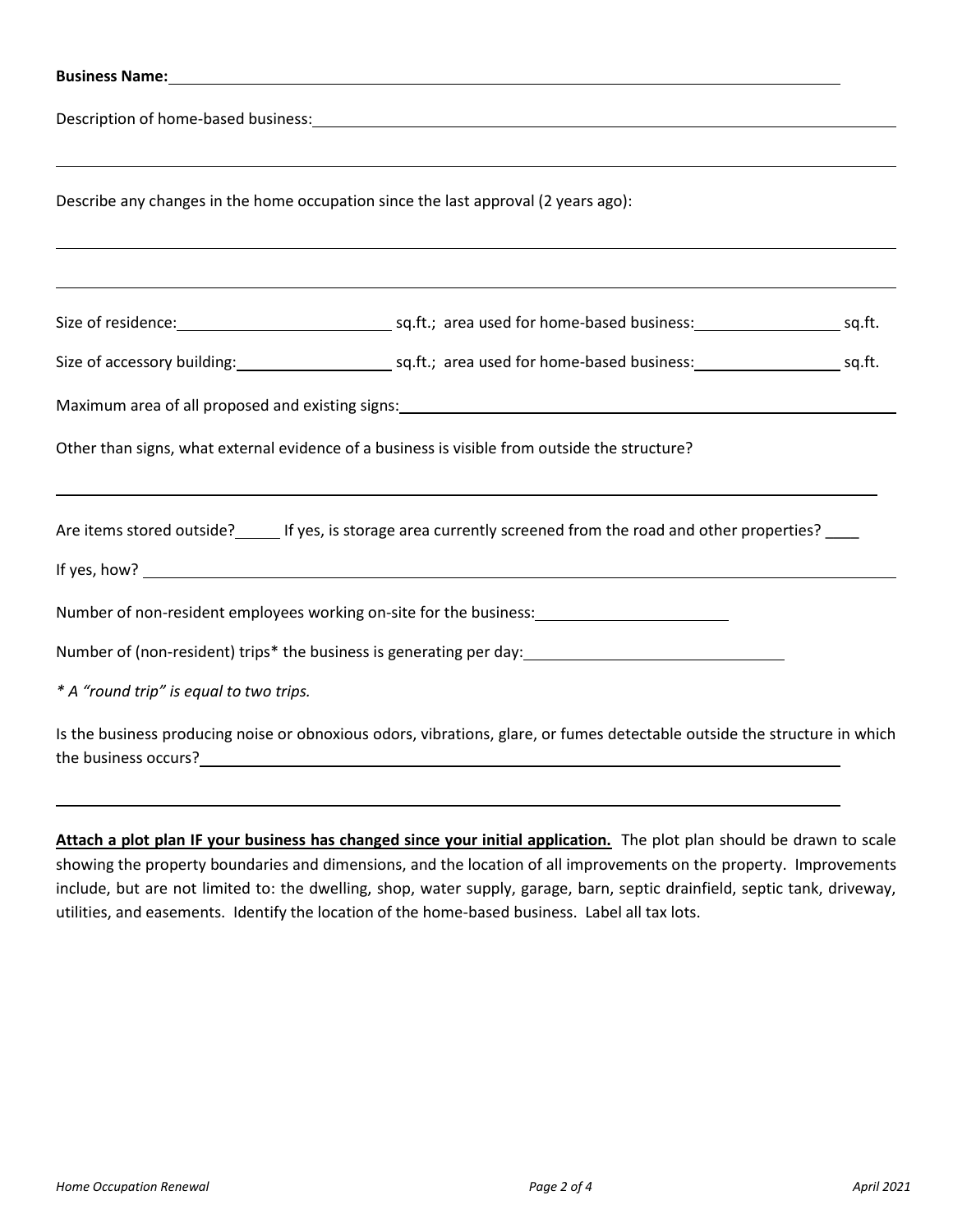**Business Name:** \_\_\_\_\_\_\_\_\_\_\_\_\_\_\_\_\_\_\_\_\_\_\_\_\_\_\_\_\_\_\_\_\_\_\_\_\_\_\_\_

Description of home-based business: \_\_\_\_\_\_\_\_\_\_\_\_\_\_\_\_\_\_\_\_\_\_\_\_\_\_\_\_\_\_\_\_\_\_\_\_\_\_\_\_

\_\_\_\_\_\_\_\_\_\_\_\_\_\_\_\_\_\_\_\_\_\_\_\_\_\_\_\_\_\_\_\_\_\_\_\_\_\_\_\_\_\_\_\_\_\_\_\_\_\_\_\_\_\_\_\_\_\_\_\_

Describe any changes in the home occupation since the last approval (2 years ago):

\_\_\_\_\_\_\_\_\_\_\_\_\_\_\_\_\_\_\_\_\_\_\_\_\_\_\_\_\_\_\_\_\_\_\_\_\_\_\_\_\_\_\_\_\_\_\_\_\_\_\_\_\_\_\_\_\_\_\_\_

\_\_\_\_\_\_\_\_\_\_\_\_\_\_\_\_\_\_\_\_\_\_\_\_\_\_\_\_\_\_\_\_\_\_\_\_\_\_\_\_\_\_\_\_\_\_\_\_\_\_\_\_\_\_\_\_\_\_\_\_

Size of residence: \_\_\_\_\_\_\_\_\_\_\_\_\_\_\_\_\_\_ sq.ft.; area used for home-based business: \_\_\_\_\_\_\_\_\_\_\_\_\_\_ sq.ft.

Size of accessory building: \_\_\_\_\_\_\_\_\_\_\_\_\_\_ sq.ft.; area used for home-based business: \_\_\_\_\_\_\_\_\_\_\_\_\_\_ sq.ft.

Maximum area of all proposed and existing signs: \_\_\_\_\_\_\_\_\_\_\_\_\_\_\_\_\_\_\_\_\_\_\_\_\_\_\_\_\_\_\_\_\_\_\_\_\_\_\_\_

Other than signs, what external evidence of a business is visible from outside the structure?

\_\_\_\_\_\_\_\_\_\_\_\_\_\_\_\_\_\_\_\_\_\_\_\_\_\_\_\_\_\_\_\_\_\_\_\_\_\_\_\_\_\_\_\_\_\_\_\_\_\_\_\_\_\_\_\_\_\_\_\_

Are items stored outside? \_\_\_\_\_ If yes, is storage area currently screened from the road and other properties? \_\_\_\_

If yes, how? \_\_\_\_\_\_\_\_\_\_\_\_\_\_\_\_\_\_\_\_\_\_\_\_\_\_\_\_\_\_\_\_\_\_\_\_\_\_\_\_\_\_\_\_\_\_\_\_\_\_\_\_\_\_

Number of non-resident employees working on-site for the business: \_\_\_\_\_\_\_\_\_\_\_\_\_\_\_\_\_\_\_\_

Number of (non-resident) trips* the business is generating per day: \_\_\_\_\_\_\_\_\_\_\_\_\_\_\_\_\_\_\_\_\_\_\_\_\_\_

*\* A "round trip" is equal to two trips.*

Is the business producing noise or obnoxious odors, vibrations, glare, or fumes detectable outside the structure in which the business occurs? \_\_\_\_\_\_\_\_\_\_\_\_\_\_\_\_\_\_\_\_\_\_\_\_\_\_\_\_\_\_\_\_\_\_\_\_\_\_\_\_

\_\_\_\_\_\_\_\_\_\_\_\_\_\_\_\_\_\_\_\_\_\_\_\_\_\_\_\_\_\_\_\_\_\_\_\_\_\_\_\_\_\_\_\_\_\_\_\_\_\_\_\_\_\_\_\_\_\_\_\_

<u>**Attach a plot plan IF your business has changed since your initial application.**</u> The plot plan should be drawn to scale showing the property boundaries and dimensions, and the location of all improvements on the property. Improvements include, but are not limited to: the dwelling, shop, water supply, garage, barn, septic drainfield, septic tank, driveway, utilities, and easements. Identify the location of the home-based business. Label all tax lots.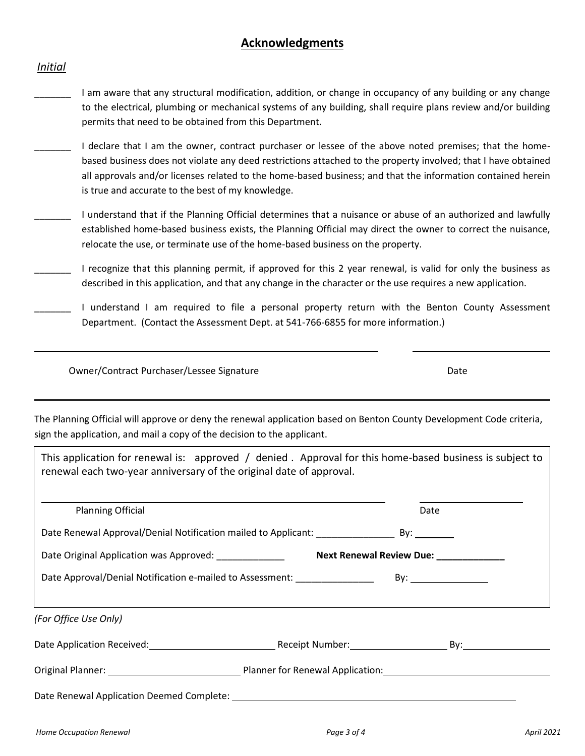## Acknowledgments

*Initial*

_______ I am aware that any structural modification, addition, or change in occupancy of any building or any change to the electrical, plumbing or mechanical systems of any building, shall require plans review and/or building permits that need to be obtained from this Department.

_______ I declare that I am the owner, contract purchaser or lessee of the above noted premises; that the home-based business does not violate any deed restrictions attached to the property involved; that I have obtained all approvals and/or licenses related to the home-based business; and that the information contained herein is true and accurate to the best of my knowledge.

_______ I understand that if the Planning Official determines that a nuisance or abuse of an authorized and lawfully established home-based business exists, the Planning Official may direct the owner to correct the nuisance, relocate the use, or terminate use of the home-based business on the property.

_______ I recognize that this planning permit, if approved for this 2 year renewal, is valid for only the business as described in this application, and that any change in the character or the use requires a new application.

_______ I understand I am required to file a personal property return with the Benton County Assessment Department. (Contact the Assessment Dept. at 541-766-6855 for more information.)

_______________________________________________ ____________________

Owner/Contract Purchaser/Lessee Signature Date

---

The Planning Official will approve or deny the renewal application based on Benton County Development Code criteria, sign the application, and mail a copy of the decision to the applicant.

This application for renewal is: approved / denied . Approval for this home-based business is subject to renewal each two-year anniversary of the original date of approval.

_______________________________________________ ____________________

Planning Official Date

Date Renewal Approval/Denial Notification mailed to Applicant: _______________ By: ________

Date Original Application was Approved: _____________ **Next Renewal Review Due: _____________**

Date Approval/Denial Notification e-mailed to Assessment: _______________ By: _______________

*(For Office Use Only)*

Date Application Received: ________________________ Receipt Number: __________________ By: _________________

Original Planner: _________________________ Planner for Renewal Application: _______________________________

Date Renewal Application Deemed Complete: _____________________________________________________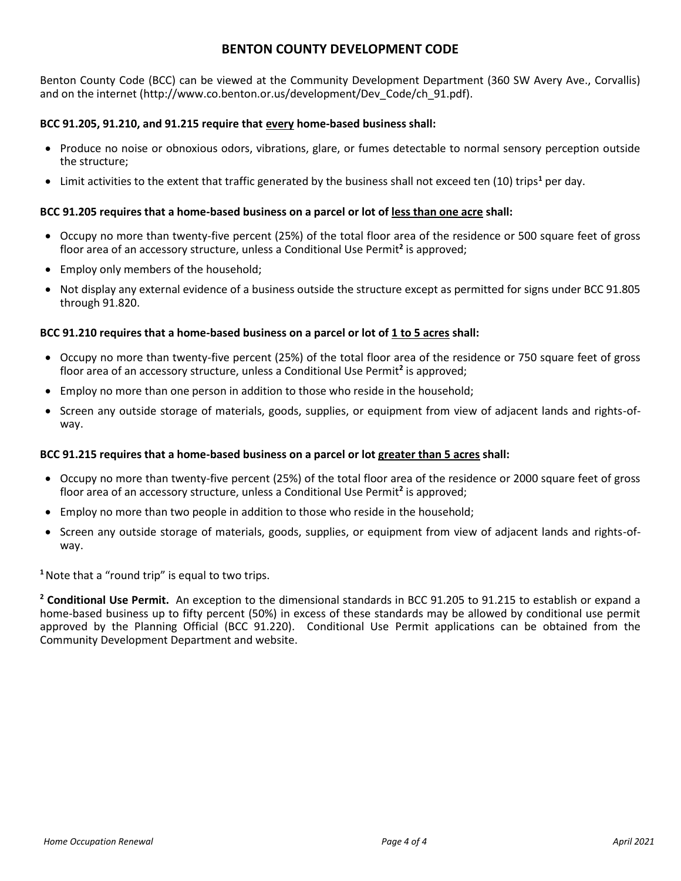# BENTON COUNTY DEVELOPMENT CODE

Benton County Code (BCC) can be viewed at the Community Development Department (360 SW Avery Ave., Corvallis) and on the internet (http://www.co.benton.or.us/development/Dev_Code/ch_91.pdf).

**BCC 91.205, 91.210, and 91.215 require that every home-based business shall:**

- Produce no noise or obnoxious odors, vibrations, glare, or fumes detectable to normal sensory perception outside the structure;
- Limit activities to the extent that traffic generated by the business shall not exceed ten (10) trips[1] per day.

**BCC 91.205 requires that a home-based business on a parcel or lot of less than one acre shall:**

- Occupy no more than twenty-five percent (25%) of the total floor area of the residence or 500 square feet of gross floor area of an accessory structure, unless a Conditional Use Permit[2] is approved;
- Employ only members of the household;
- Not display any external evidence of a business outside the structure except as permitted for signs under BCC 91.805 through 91.820.

**BCC 91.210 requires that a home-based business on a parcel or lot of 1 to 5 acres shall:**

- Occupy no more than twenty-five percent (25%) of the total floor area of the residence or 750 square feet of gross floor area of an accessory structure, unless a Conditional Use Permit[2] is approved;
- Employ no more than one person in addition to those who reside in the household;
- Screen any outside storage of materials, goods, supplies, or equipment from view of adjacent lands and rights-of-way.

**BCC 91.215 requires that a home-based business on a parcel or lot greater than 5 acres shall:**

- Occupy no more than twenty-five percent (25%) of the total floor area of the residence or 2000 square feet of gross floor area of an accessory structure, unless a Conditional Use Permit[2] is approved;
- Employ no more than two people in addition to those who reside in the household;
- Screen any outside storage of materials, goods, supplies, or equipment from view of adjacent lands and rights-of-way.

[1] Note that a "round trip" is equal to two trips.

[2] **Conditional Use Permit.** An exception to the dimensional standards in BCC 91.205 to 91.215 to establish or expand a home-based business up to fifty percent (50%) in excess of these standards may be allowed by conditional use permit approved by the Planning Official (BCC 91.220). Conditional Use Permit applications can be obtained from the Community Development Department and website.